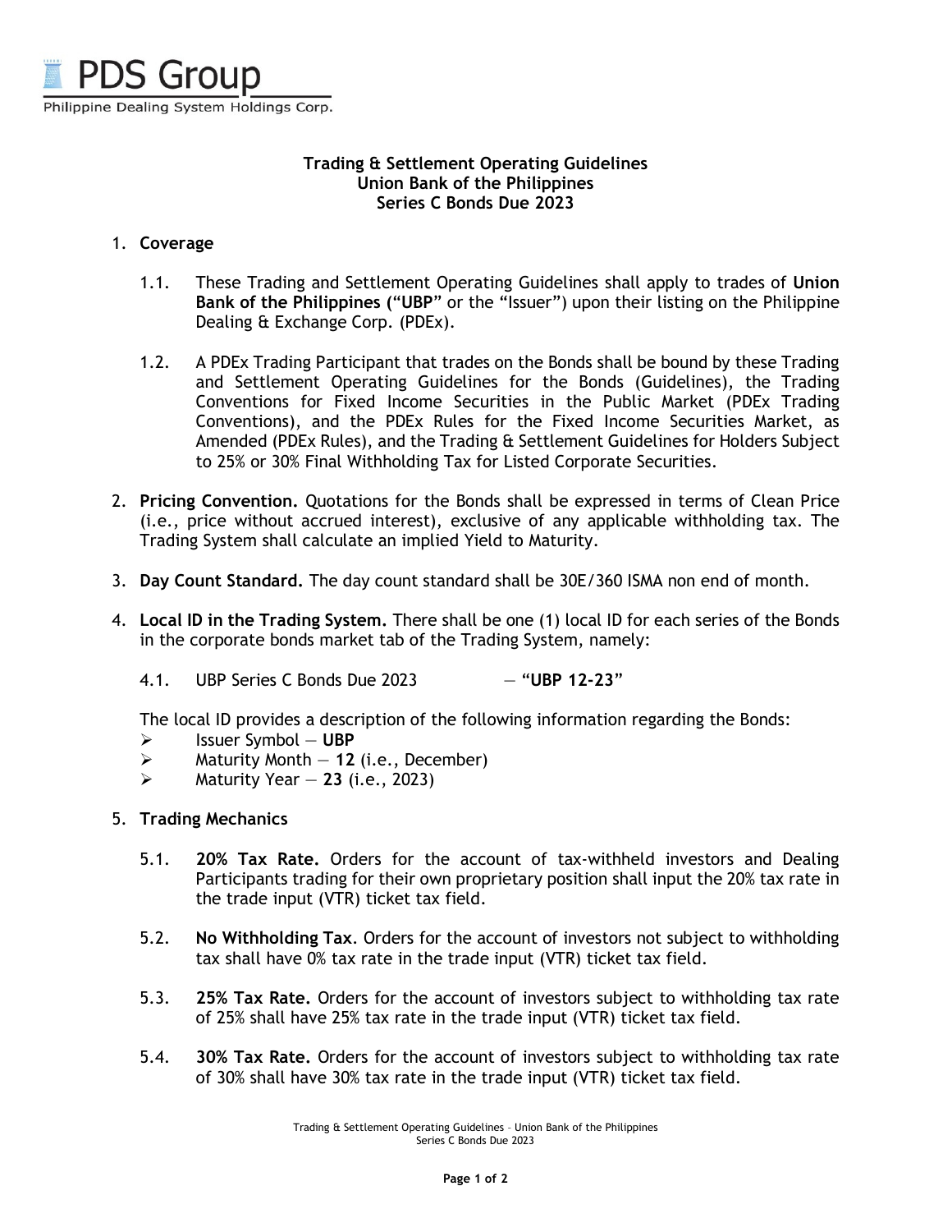PDS Group

Philippine Dealing System Holdings Corp.

**Trading & Settlement Operating Guidelines**
**Union Bank of the Philippines**
**Series C Bonds Due 2023**

1. **Coverage**

   1.1. These Trading and Settlement Operating Guidelines shall apply to trades of **Union Bank of the Philippines (**"**UBP**" or the "Issuer") upon their listing on the Philippine Dealing & Exchange Corp. (PDEx).

   1.2. A PDEx Trading Participant that trades on the Bonds shall be bound by these Trading and Settlement Operating Guidelines for the Bonds (Guidelines), the Trading Conventions for Fixed Income Securities in the Public Market (PDEx Trading Conventions), and the PDEx Rules for the Fixed Income Securities Market, as Amended (PDEx Rules), and the Trading & Settlement Guidelines for Holders Subject to 25% or 30% Final Withholding Tax for Listed Corporate Securities.

2. **Pricing Convention.** Quotations for the Bonds shall be expressed in terms of Clean Price (i.e., price without accrued interest), exclusive of any applicable withholding tax. The Trading System shall calculate an implied Yield to Maturity.

3. **Day Count Standard.** The day count standard shall be 30E/360 ISMA non end of month.

4. **Local ID in the Trading System.** There shall be one (1) local ID for each series of the Bonds in the corporate bonds market tab of the Trading System, namely:

   4.1. UBP Series C Bonds Due 2023 — "**UBP 12-23**"

   The local ID provides a description of the following information regarding the Bonds:
   - Issuer Symbol — **UBP**
   - Maturity Month — **12** (i.e., December)
   - Maturity Year — **23** (i.e., 2023)

5. **Trading Mechanics**

   5.1. **20% Tax Rate.** Orders for the account of tax-withheld investors and Dealing Participants trading for their own proprietary position shall input the 20% tax rate in the trade input (VTR) ticket tax field.

   5.2. **No Withholding Tax**. Orders for the account of investors not subject to withholding tax shall have 0% tax rate in the trade input (VTR) ticket tax field.

   5.3. **25% Tax Rate.** Orders for the account of investors subject to withholding tax rate of 25% shall have 25% tax rate in the trade input (VTR) ticket tax field.

   5.4. **30% Tax Rate.** Orders for the account of investors subject to withholding tax rate of 30% shall have 30% tax rate in the trade input (VTR) ticket tax field.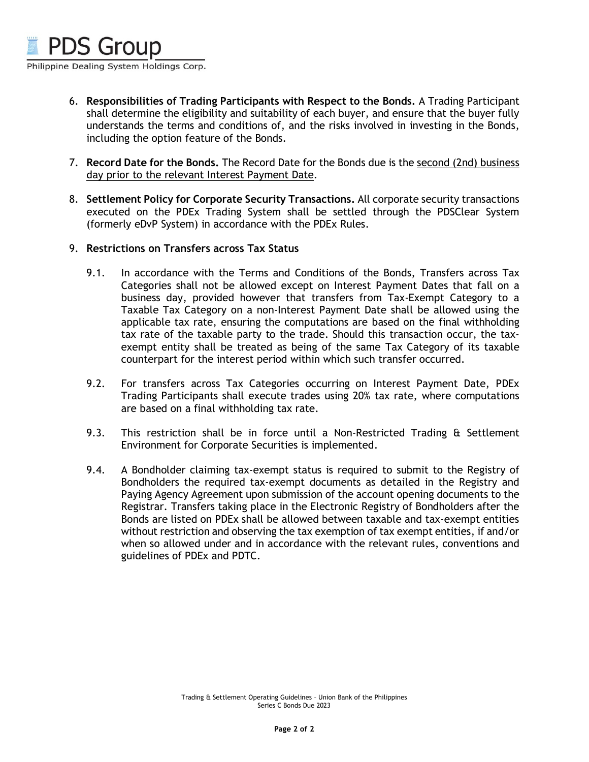6. **Responsibilities of Trading Participants with Respect to the Bonds.** A Trading Participant shall determine the eligibility and suitability of each buyer, and ensure that the buyer fully understands the terms and conditions of, and the risks involved in investing in the Bonds, including the option feature of the Bonds.

7. **Record Date for the Bonds.** The Record Date for the Bonds due is the second (2nd) business day prior to the relevant Interest Payment Date.

8. **Settlement Policy for Corporate Security Transactions.** All corporate security transactions executed on the PDEx Trading System shall be settled through the PDSClear System (formerly eDvP System) in accordance with the PDEx Rules.

9. **Restrictions on Transfers across Tax Status**

   9.1. In accordance with the Terms and Conditions of the Bonds, Transfers across Tax Categories shall not be allowed except on Interest Payment Dates that fall on a business day, provided however that transfers from Tax-Exempt Category to a Taxable Tax Category on a non-Interest Payment Date shall be allowed using the applicable tax rate, ensuring the computations are based on the final withholding tax rate of the taxable party to the trade. Should this transaction occur, the tax-exempt entity shall be treated as being of the same Tax Category of its taxable counterpart for the interest period within which such transfer occurred.

   9.2. For transfers across Tax Categories occurring on Interest Payment Date, PDEx Trading Participants shall execute trades using 20% tax rate, where computations are based on a final withholding tax rate.

   9.3. This restriction shall be in force until a Non-Restricted Trading & Settlement Environment for Corporate Securities is implemented.

   9.4. A Bondholder claiming tax-exempt status is required to submit to the Registry of Bondholders the required tax-exempt documents as detailed in the Registry and Paying Agency Agreement upon submission of the account opening documents to the Registrar. Transfers taking place in the Electronic Registry of Bondholders after the Bonds are listed on PDEx shall be allowed between taxable and tax-exempt entities without restriction and observing the tax exemption of tax exempt entities, if and/or when so allowed under and in accordance with the relevant rules, conventions and guidelines of PDEx and PDTC.